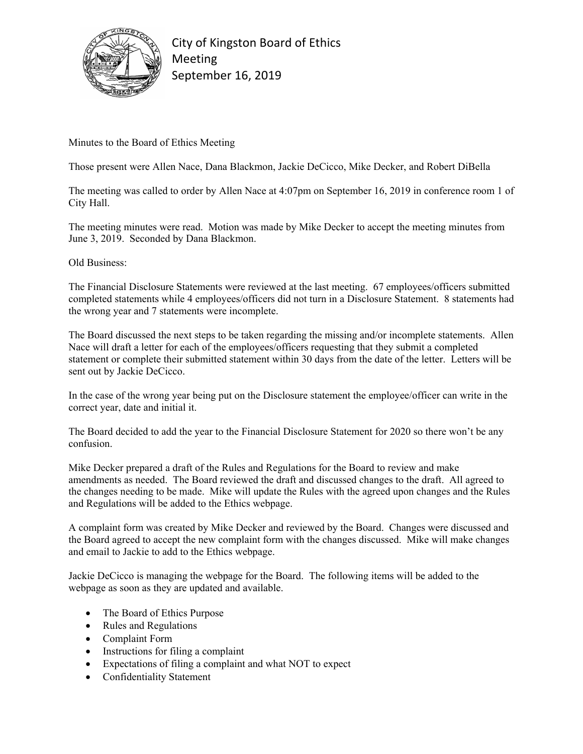# City of Kingston Board of Ethics Meeting September 16, 2019

Minutes to the Board of Ethics Meeting

Those present were Allen Nace, Dana Blackmon, Jackie DeCicco, Mike Decker, and Robert DiBella

The meeting was called to order by Allen Nace at 4:07pm on September 16, 2019 in conference room 1 of City Hall.

The meeting minutes were read. Motion was made by Mike Decker to accept the meeting minutes from June 3, 2019. Seconded by Dana Blackmon.

Old Business:

The Financial Disclosure Statements were reviewed at the last meeting. 67 employees/officers submitted completed statements while 4 employees/officers did not turn in a Disclosure Statement. 8 statements had the wrong year and 7 statements were incomplete.

The Board discussed the next steps to be taken regarding the missing and/or incomplete statements. Allen Nace will draft a letter for each of the employees/officers requesting that they submit a completed statement or complete their submitted statement within 30 days from the date of the letter. Letters will be sent out by Jackie DeCicco.

In the case of the wrong year being put on the Disclosure statement the employee/officer can write in the correct year, date and initial it.

The Board decided to add the year to the Financial Disclosure Statement for 2020 so there won't be any confusion.

Mike Decker prepared a draft of the Rules and Regulations for the Board to review and make amendments as needed. The Board reviewed the draft and discussed changes to the draft. All agreed to the changes needing to be made. Mike will update the Rules with the agreed upon changes and the Rules and Regulations will be added to the Ethics webpage.

A complaint form was created by Mike Decker and reviewed by the Board. Changes were discussed and the Board agreed to accept the new complaint form with the changes discussed. Mike will make changes and email to Jackie to add to the Ethics webpage.

Jackie DeCicco is managing the webpage for the Board. The following items will be added to the webpage as soon as they are updated and available.

- The Board of Ethics Purpose
- Rules and Regulations
- Complaint Form
- Instructions for filing a complaint
- Expectations of filing a complaint and what NOT to expect
- Confidentiality Statement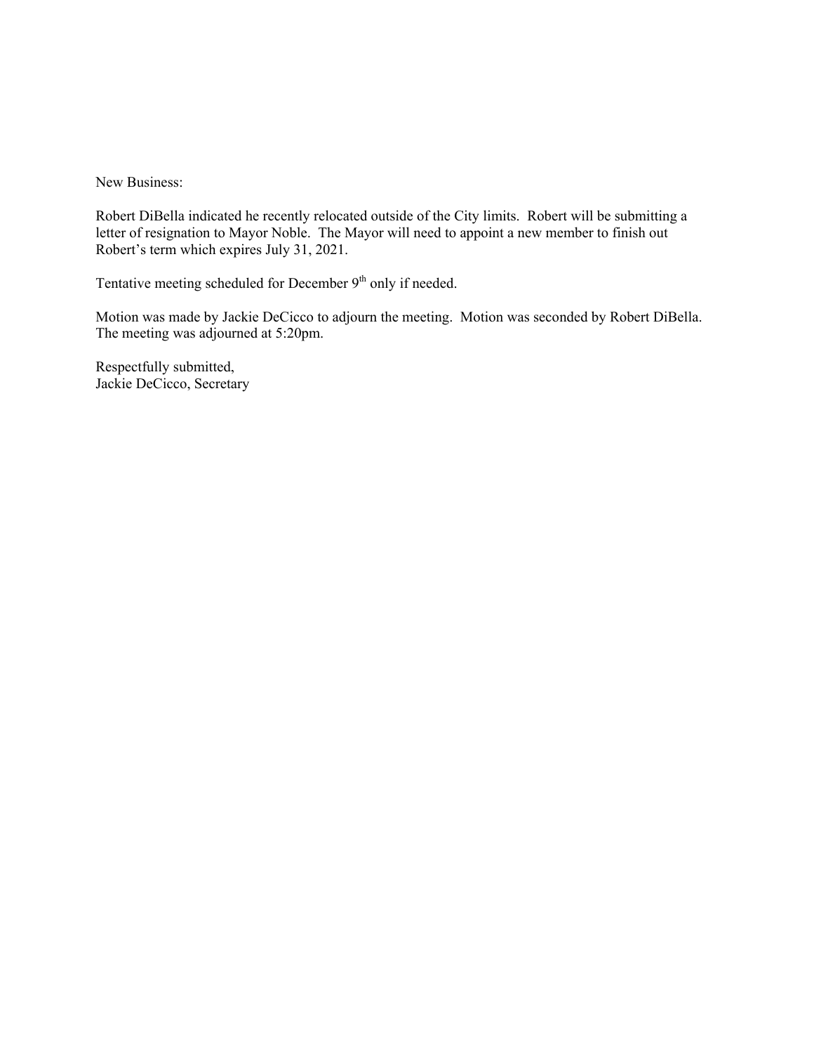New Business:

Robert DiBella indicated he recently relocated outside of the City limits. Robert will be submitting a letter of resignation to Mayor Noble. The Mayor will need to appoint a new member to finish out Robert's term which expires July 31, 2021.

Tentative meeting scheduled for December 9th only if needed.

Motion was made by Jackie DeCicco to adjourn the meeting. Motion was seconded by Robert DiBella. The meeting was adjourned at 5:20pm.

Respectfully submitted,
Jackie DeCicco, Secretary